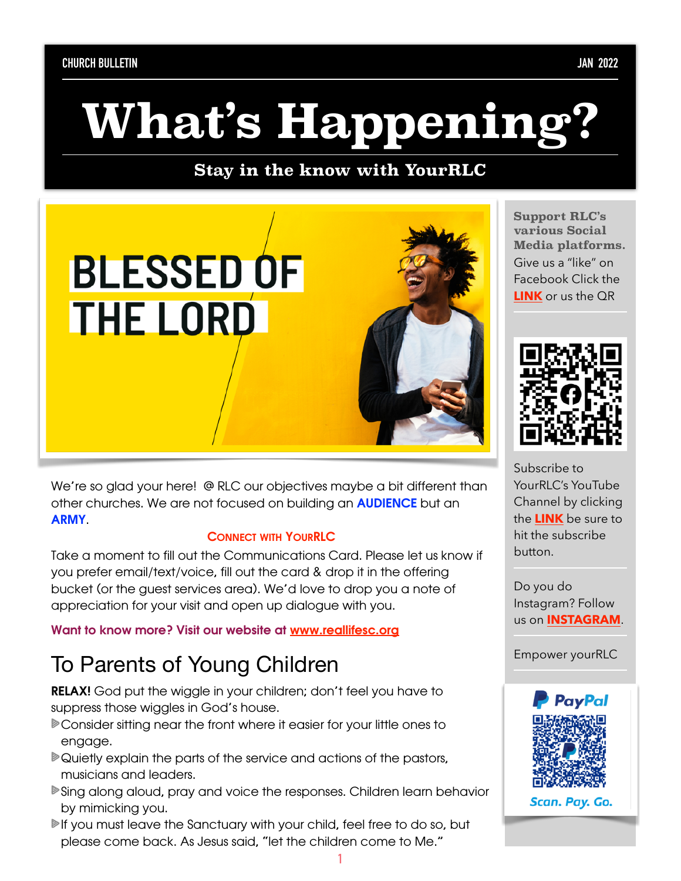CHURCH BULLETIN JAN 2022

# What's Happening?

**Stay in the know with YourRLC**

BLESSED OF THE LORD

We're so glad your here! @ RLC our objectives maybe a bit different than other churches. We are not focused on building an **AUDIENCE** but an **ARMY**.

### Connect with YourRLC

Take a moment to fill out the Communications Card. Please let us know if you prefer email/text/voice, fill out the card & drop it in the offering bucket (or the guest services area). We'd love to drop you a note of appreciation for your visit and open up dialogue with you.

**Want to know more? Visit our website at www.reallifesc.org**

## To Parents of Young Children

**RELAX!** God put the wiggle in your children; don't feel you have to suppress those wiggles in God's house.

- Consider sitting near the front where it easier for your little ones to engage.
- Quietly explain the parts of the service and actions of the pastors, musicians and leaders.
- Sing along aloud, pray and voice the responses. Children learn behavior by mimicking you.
- If you must leave the Sanctuary with your child, feel free to do so, but please come back. As Jesus said, "let the children come to Me."

**Support RLC's various Social Media platforms.**

Give us a "like" on Facebook Click the **LINK** or us the QR

Subscribe to YourRLC's YouTube Channel by clicking the **LINK** be sure to hit the subscribe button.

Do you do Instagram? Follow us on **INSTAGRAM**.

Empower yourRLC

PayPal

Scan. Pay. Go.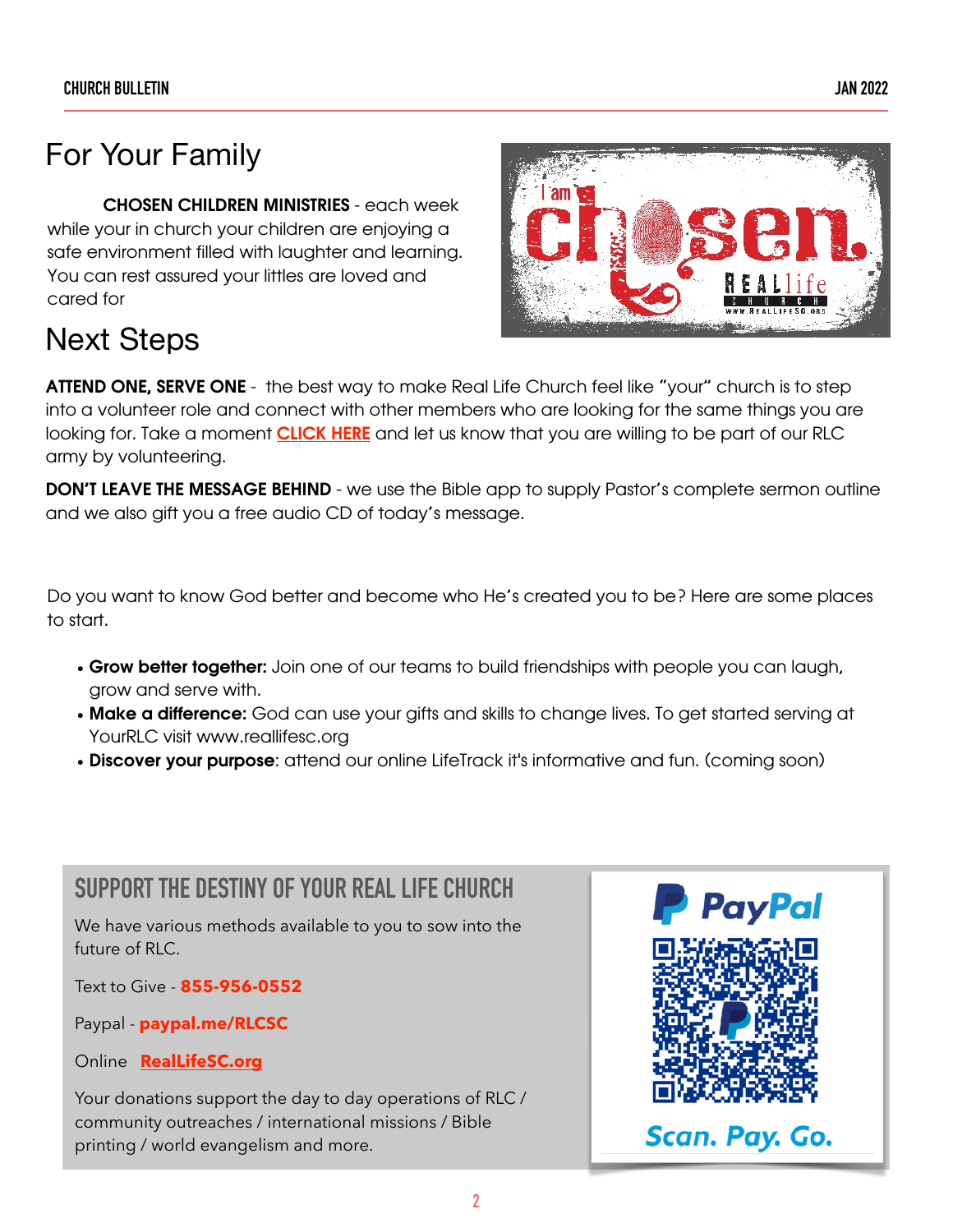# For Your Family

**CHOSEN CHILDREN MINISTRIES** - each week while your in church your children are enjoying a safe environment filled with laughter and learning. You can rest assured your littles are loved and cared for

# Next Steps

**ATTEND ONE, SERVE ONE** - the best way to make Real Life Church feel like "your" church is to step into a volunteer role and connect with other members who are looking for the same things you are looking for. Take a moment **CLICK HERE** and let us know that you are willing to be part of our RLC army by volunteering.

**DON'T LEAVE THE MESSAGE BEHIND** - we use the Bible app to supply Pastor's complete sermon outline and we also gift you a free audio CD of today's message.

Do you want to know God better and become who He's created you to be? Here are some places to start.

- **Grow better together:** Join one of our teams to build friendships with people you can laugh, grow and serve with.
- **Make a difference:** God can use your gifts and skills to change lives. To get started serving at YourRLC visit www.reallifesc.org
- **Discover your purpose**: attend our online LifeTrack it's informative and fun. (coming soon)

## SUPPORT THE DESTINY OF YOUR REAL LIFE CHURCH

We have various methods available to you to sow into the future of RLC.

Text to Give - **855-956-0552**

Paypal - **paypal.me/RLCSC**

Online **RealLifeSC.org**

Your donations support the day to day operations of RLC / community outreaches / international missions / Bible printing / world evangelism and more.

PayPal

Scan. Pay. Go.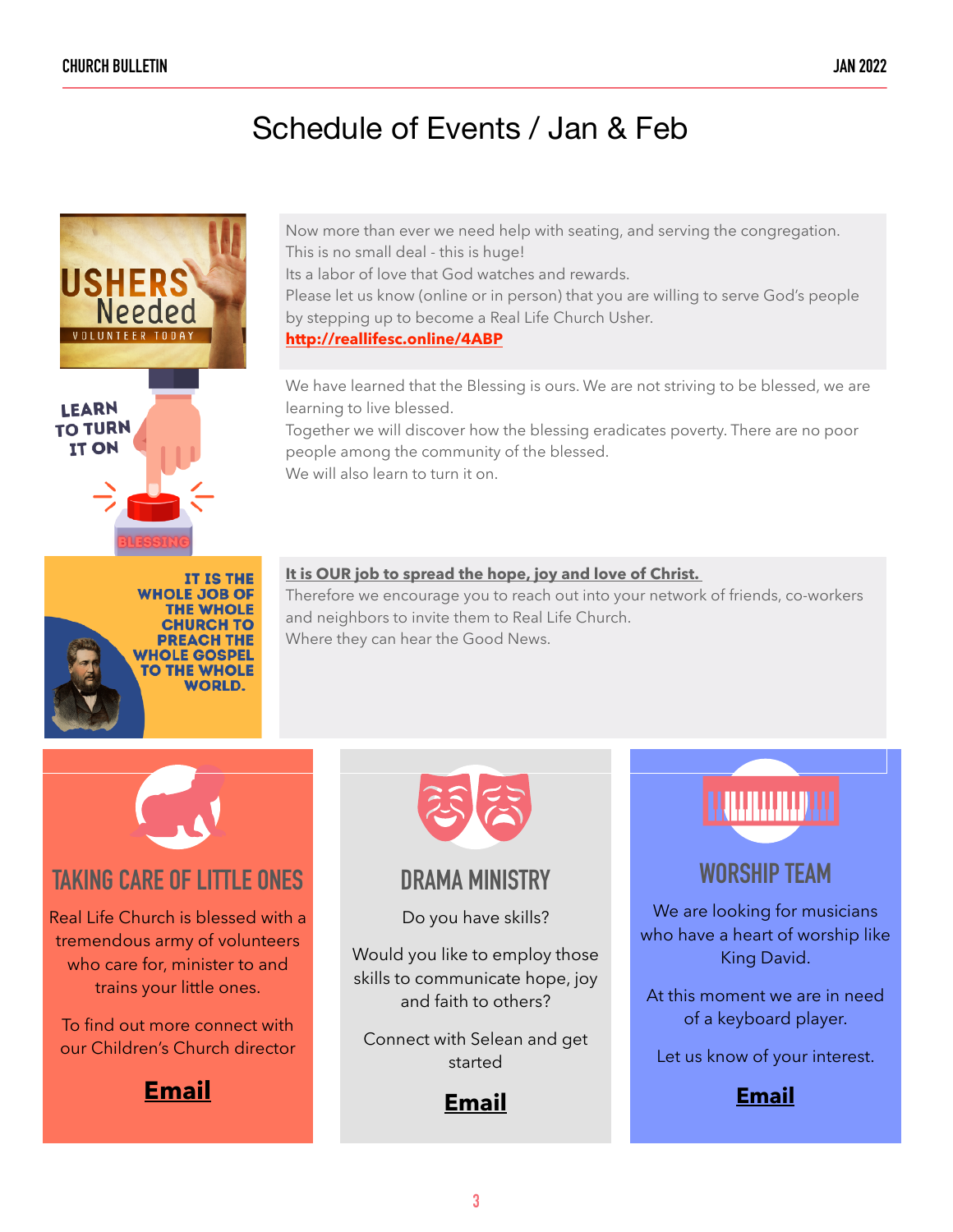# Schedule of Events / Jan & Feb

Now more than ever we need help with seating, and serving the congregation.
This is no small deal - this is huge!
Its a labor of love that God watches and rewards.
Please let us know (online or in person) that you are willing to serve God's people by stepping up to become a Real Life Church Usher.
**http://reallifesc.online/4ABP**

We have learned that the Blessing is ours. We are not striving to be blessed, we are learning to live blessed.
Together we will discover how the blessing eradicates poverty. There are no poor people among the community of the blessed.
We will also learn to turn it on.

**It is OUR job to spread the hope, joy and love of Christ.**
Therefore we encourage you to reach out into your network of friends, co-workers and neighbors to invite them to Real Life Church.
Where they can hear the Good News.

## TAKING CARE OF LITTLE ONES

Real Life Church is blessed with a tremendous army of volunteers who care for, minister to and trains your little ones.

To find out more connect with our Children's Church director

**Email**

## DRAMA MINISTRY

Do you have skills?

Would you like to employ those skills to communicate hope, joy and faith to others?

Connect with Selean and get started

**Email**

## WORSHIP TEAM

We are looking for musicians who have a heart of worship like King David.

At this moment we are in need of a keyboard player.

Let us know of your interest.

**Email**